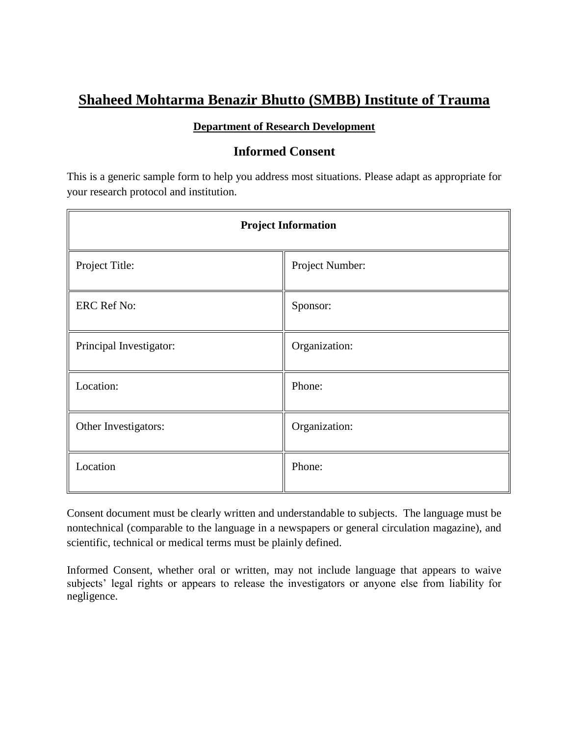# Shaheed Mohtarma Benazir Bhutto (SMBB) Institute of Trauma

### Department of Research Development

## Informed Consent

This is a generic sample form to help you address most situations. Please adapt as appropriate for your research protocol and institution.

| Project Information | |
|---|---|
| Project Title: | Project Number: |
| ERC Ref No: | Sponsor: |
| Principal Investigator: | Organization: |
| Location: | Phone: |
| Other Investigators: | Organization: |
| Location | Phone: |

Consent document must be clearly written and understandable to subjects. The language must be nontechnical (comparable to the language in a newspapers or general circulation magazine), and scientific, technical or medical terms must be plainly defined.

Informed Consent, whether oral or written, may not include language that appears to waive subjects' legal rights or appears to release the investigators or anyone else from liability for negligence.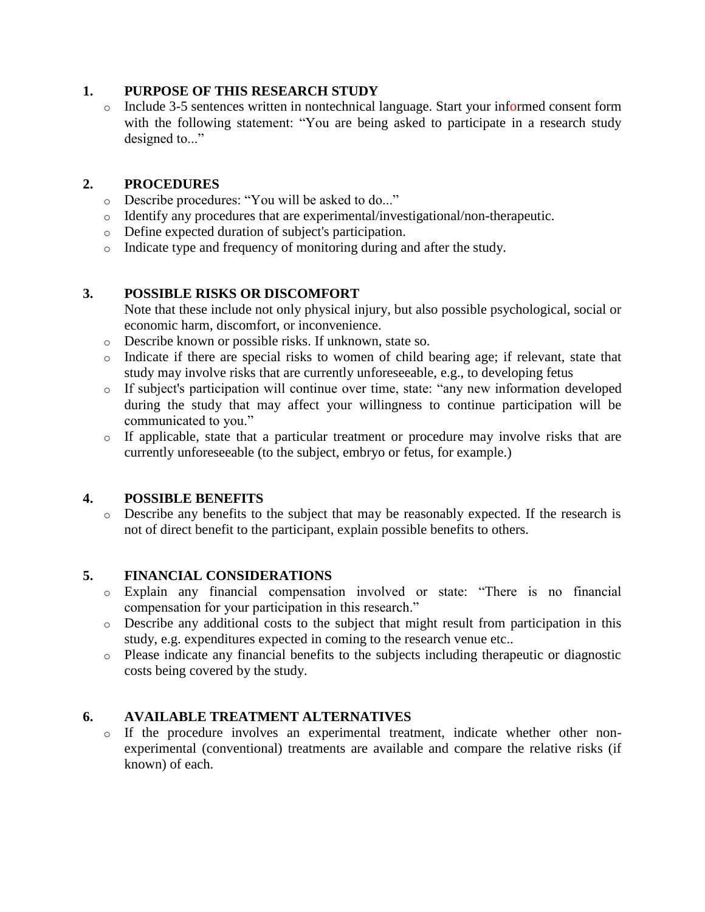## 1. PURPOSE OF THIS RESEARCH STUDY

- Include 3-5 sentences written in nontechnical language. Start your informed consent form with the following statement: "You are being asked to participate in a research study designed to..."

## 2. PROCEDURES

- Describe procedures: "You will be asked to do..."
- Identify any procedures that are experimental/investigational/non-therapeutic.
- Define expected duration of subject's participation.
- Indicate type and frequency of monitoring during and after the study.

## 3. POSSIBLE RISKS OR DISCOMFORT

Note that these include not only physical injury, but also possible psychological, social or economic harm, discomfort, or inconvenience.

- Describe known or possible risks. If unknown, state so.
- Indicate if there are special risks to women of child bearing age; if relevant, state that study may involve risks that are currently unforeseeable, e.g., to developing fetus
- If subject's participation will continue over time, state: "any new information developed during the study that may affect your willingness to continue participation will be communicated to you."
- If applicable, state that a particular treatment or procedure may involve risks that are currently unforeseeable (to the subject, embryo or fetus, for example.)

## 4. POSSIBLE BENEFITS

- Describe any benefits to the subject that may be reasonably expected. If the research is not of direct benefit to the participant, explain possible benefits to others.

## 5. FINANCIAL CONSIDERATIONS

- Explain any financial compensation involved or state: "There is no financial compensation for your participation in this research."
- Describe any additional costs to the subject that might result from participation in this study, e.g. expenditures expected in coming to the research venue etc..
- Please indicate any financial benefits to the subjects including therapeutic or diagnostic costs being covered by the study.

## 6. AVAILABLE TREATMENT ALTERNATIVES

- If the procedure involves an experimental treatment, indicate whether other non-experimental (conventional) treatments are available and compare the relative risks (if known) of each.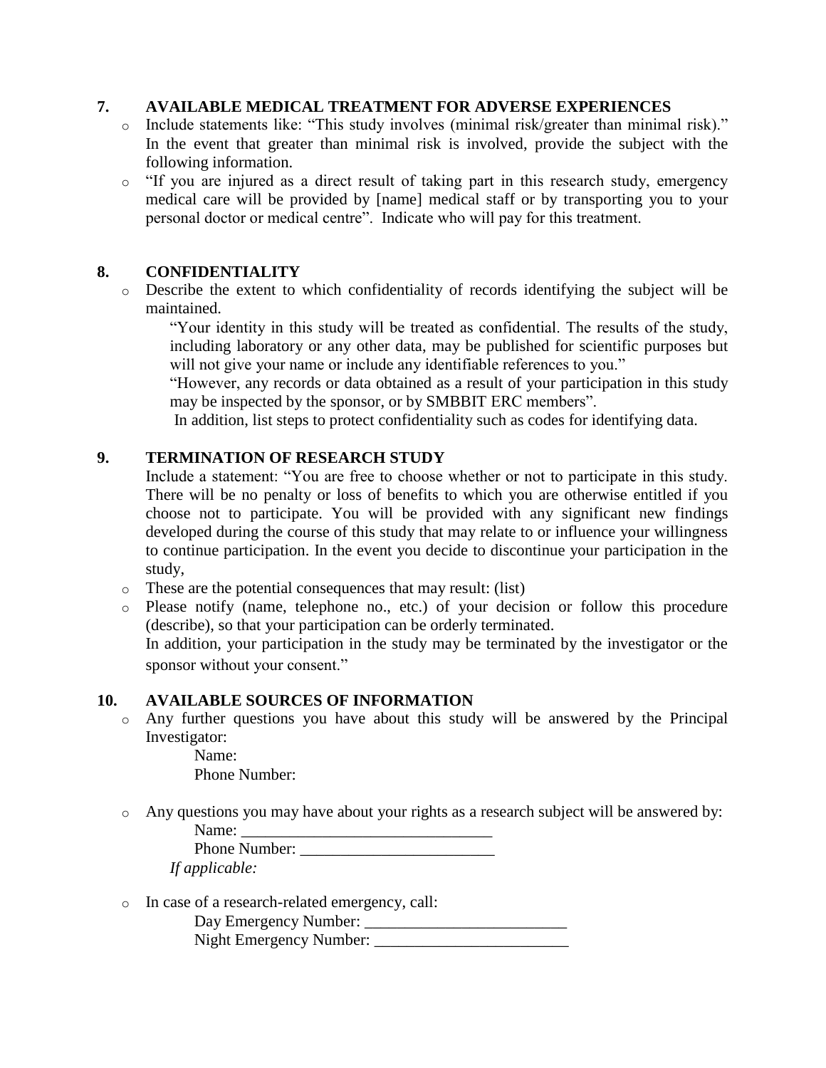## 7. AVAILABLE MEDICAL TREATMENT FOR ADVERSE EXPERIENCES

- Include statements like: "This study involves (minimal risk/greater than minimal risk)." In the event that greater than minimal risk is involved, provide the subject with the following information.
- "If you are injured as a direct result of taking part in this research study, emergency medical care will be provided by [name] medical staff or by transporting you to your personal doctor or medical centre". Indicate who will pay for this treatment.

## 8. CONFIDENTIALITY

- Describe the extent to which confidentiality of records identifying the subject will be maintained.

  "Your identity in this study will be treated as confidential. The results of the study, including laboratory or any other data, may be published for scientific purposes but will not give your name or include any identifiable references to you."

  "However, any records or data obtained as a result of your participation in this study may be inspected by the sponsor, or by SMBBIT ERC members".

  In addition, list steps to protect confidentiality such as codes for identifying data.

## 9. TERMINATION OF RESEARCH STUDY

Include a statement: "You are free to choose whether or not to participate in this study. There will be no penalty or loss of benefits to which you are otherwise entitled if you choose not to participate. You will be provided with any significant new findings developed during the course of this study that may relate to or influence your willingness to continue participation. In the event you decide to discontinue your participation in the study,

- These are the potential consequences that may result: (list)
- Please notify (name, telephone no., etc.) of your decision or follow this procedure (describe), so that your participation can be orderly terminated.

  In addition, your participation in the study may be terminated by the investigator or the sponsor without your consent."

## 10. AVAILABLE SOURCES OF INFORMATION

- Any further questions you have about this study will be answered by the Principal Investigator:

  Name:

  Phone Number:

- Any questions you may have about your rights as a research subject will be answered by:

  Name: _______________________________

  Phone Number: ________________________

  *If applicable:*

- In case of a research-related emergency, call:

  Day Emergency Number: _________________________

  Night Emergency Number: ________________________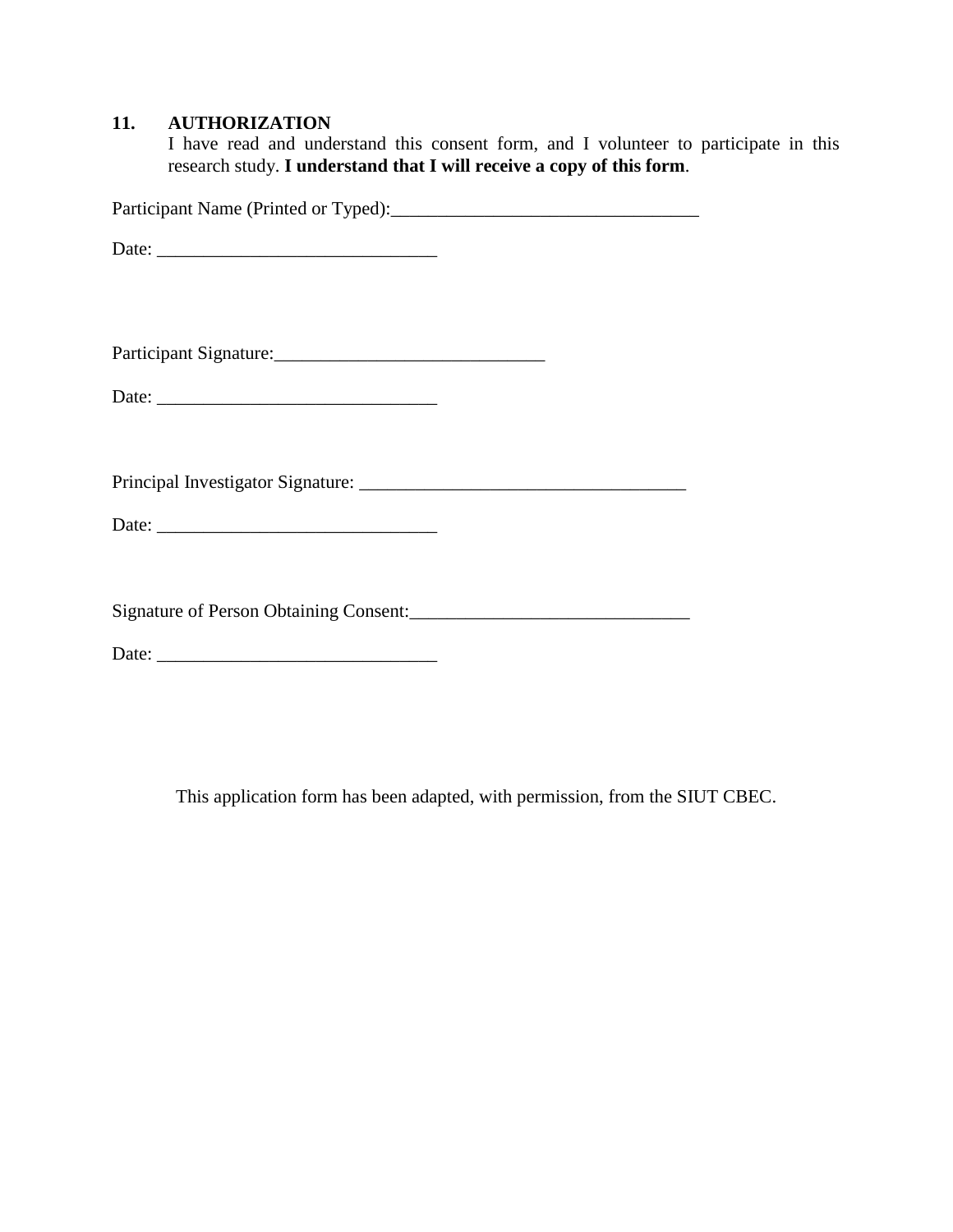## 11. AUTHORIZATION

I have read and understand this consent form, and I volunteer to participate in this research study. **I understand that I will receive a copy of this form**.

Participant Name (Printed or Typed):_________________________________

Date: ______________________________

Participant Signature:_____________________________

Date: ______________________________

Principal Investigator Signature: ___________________________________

Date: ______________________________

Signature of Person Obtaining Consent:______________________________

Date: ______________________________

This application form has been adapted, with permission, from the SIUT CBEC.